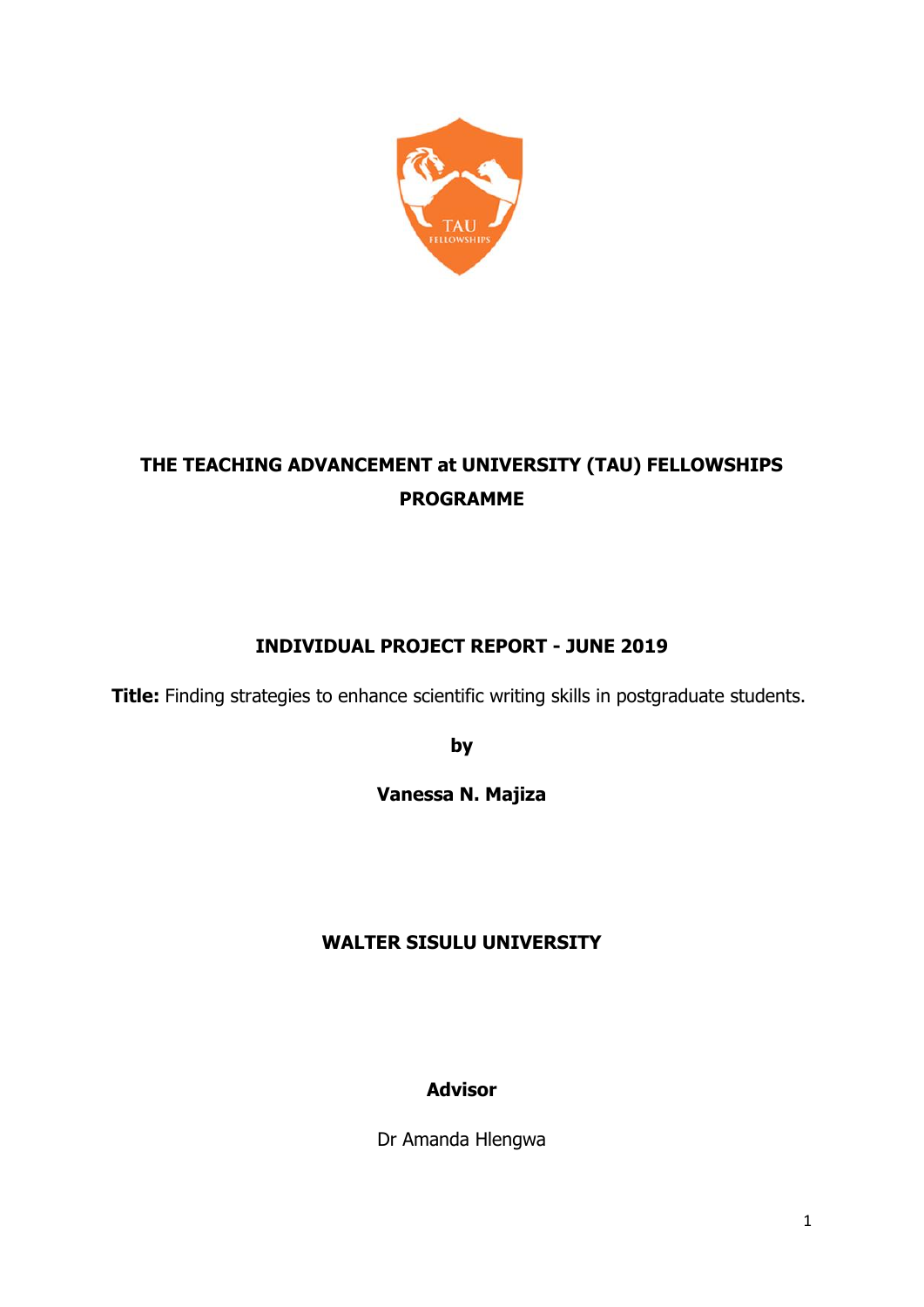# THE TEACHING ADVANCEMENT at UNIVERSITY (TAU) FELLOWSHIPS PROGRAMME

## INDIVIDUAL PROJECT REPORT - JUNE 2019

**Title:** Finding strategies to enhance scientific writing skills in postgraduate students.

**by**

**Vanessa N. Majiza**

**WALTER SISULU UNIVERSITY**

**Advisor**

Dr Amanda Hlengwa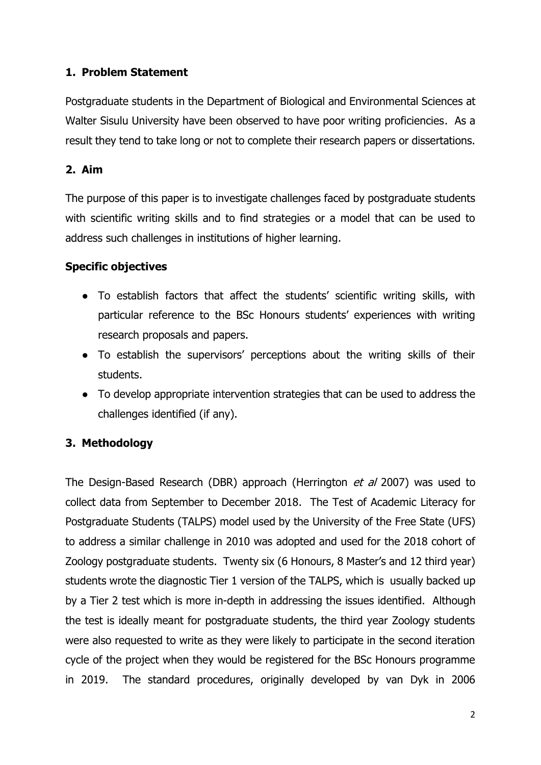## 1. Problem Statement

Postgraduate students in the Department of Biological and Environmental Sciences at Walter Sisulu University have been observed to have poor writing proficiencies. As a result they tend to take long or not to complete their research papers or dissertations.

## 2. Aim

The purpose of this paper is to investigate challenges faced by postgraduate students with scientific writing skills and to find strategies or a model that can be used to address such challenges in institutions of higher learning.

### Specific objectives

- To establish factors that affect the students' scientific writing skills, with particular reference to the BSc Honours students' experiences with writing research proposals and papers.
- To establish the supervisors' perceptions about the writing skills of their students.
- To develop appropriate intervention strategies that can be used to address the challenges identified (if any).

## 3. Methodology

The Design-Based Research (DBR) approach (Herrington *et al* 2007) was used to collect data from September to December 2018. The Test of Academic Literacy for Postgraduate Students (TALPS) model used by the University of the Free State (UFS) to address a similar challenge in 2010 was adopted and used for the 2018 cohort of Zoology postgraduate students. Twenty six (6 Honours, 8 Master's and 12 third year) students wrote the diagnostic Tier 1 version of the TALPS, which is usually backed up by a Tier 2 test which is more in-depth in addressing the issues identified. Although the test is ideally meant for postgraduate students, the third year Zoology students were also requested to write as they were likely to participate in the second iteration cycle of the project when they would be registered for the BSc Honours programme in 2019. The standard procedures, originally developed by van Dyk in 2006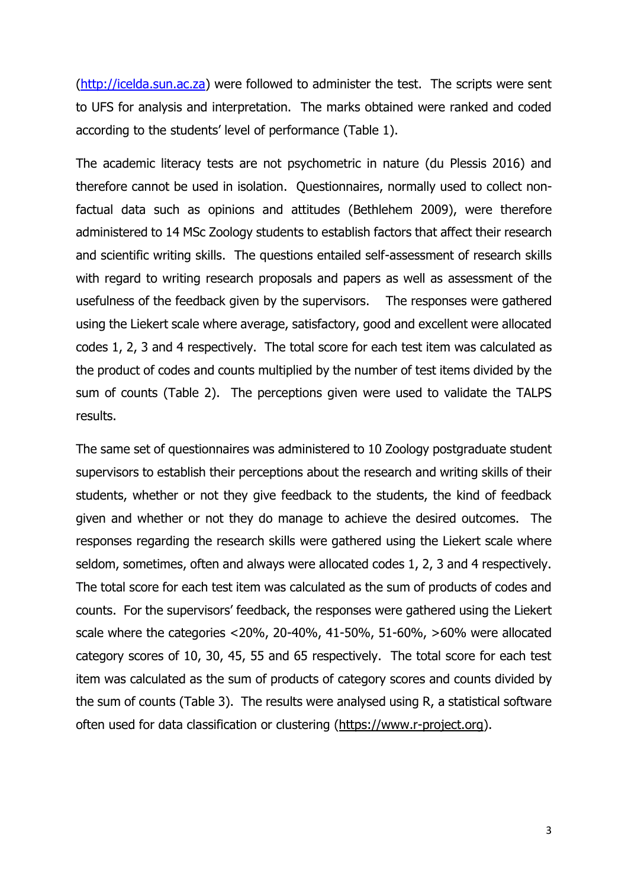(http://icelda.sun.ac.za) were followed to administer the test. The scripts were sent to UFS for analysis and interpretation. The marks obtained were ranked and coded according to the students' level of performance (Table 1).

The academic literacy tests are not psychometric in nature (du Plessis 2016) and therefore cannot be used in isolation. Questionnaires, normally used to collect non-factual data such as opinions and attitudes (Bethlehem 2009), were therefore administered to 14 MSc Zoology students to establish factors that affect their research and scientific writing skills. The questions entailed self-assessment of research skills with regard to writing research proposals and papers as well as assessment of the usefulness of the feedback given by the supervisors. The responses were gathered using the Liekert scale where average, satisfactory, good and excellent were allocated codes 1, 2, 3 and 4 respectively. The total score for each test item was calculated as the product of codes and counts multiplied by the number of test items divided by the sum of counts (Table 2). The perceptions given were used to validate the TALPS results.

The same set of questionnaires was administered to 10 Zoology postgraduate student supervisors to establish their perceptions about the research and writing skills of their students, whether or not they give feedback to the students, the kind of feedback given and whether or not they do manage to achieve the desired outcomes. The responses regarding the research skills were gathered using the Liekert scale where seldom, sometimes, often and always were allocated codes 1, 2, 3 and 4 respectively. The total score for each test item was calculated as the sum of products of codes and counts. For the supervisors' feedback, the responses were gathered using the Liekert scale where the categories <20%, 20-40%, 41-50%, 51-60%, >60% were allocated category scores of 10, 30, 45, 55 and 65 respectively. The total score for each test item was calculated as the sum of products of category scores and counts divided by the sum of counts (Table 3). The results were analysed using R, a statistical software often used for data classification or clustering (https://www.r-project.org).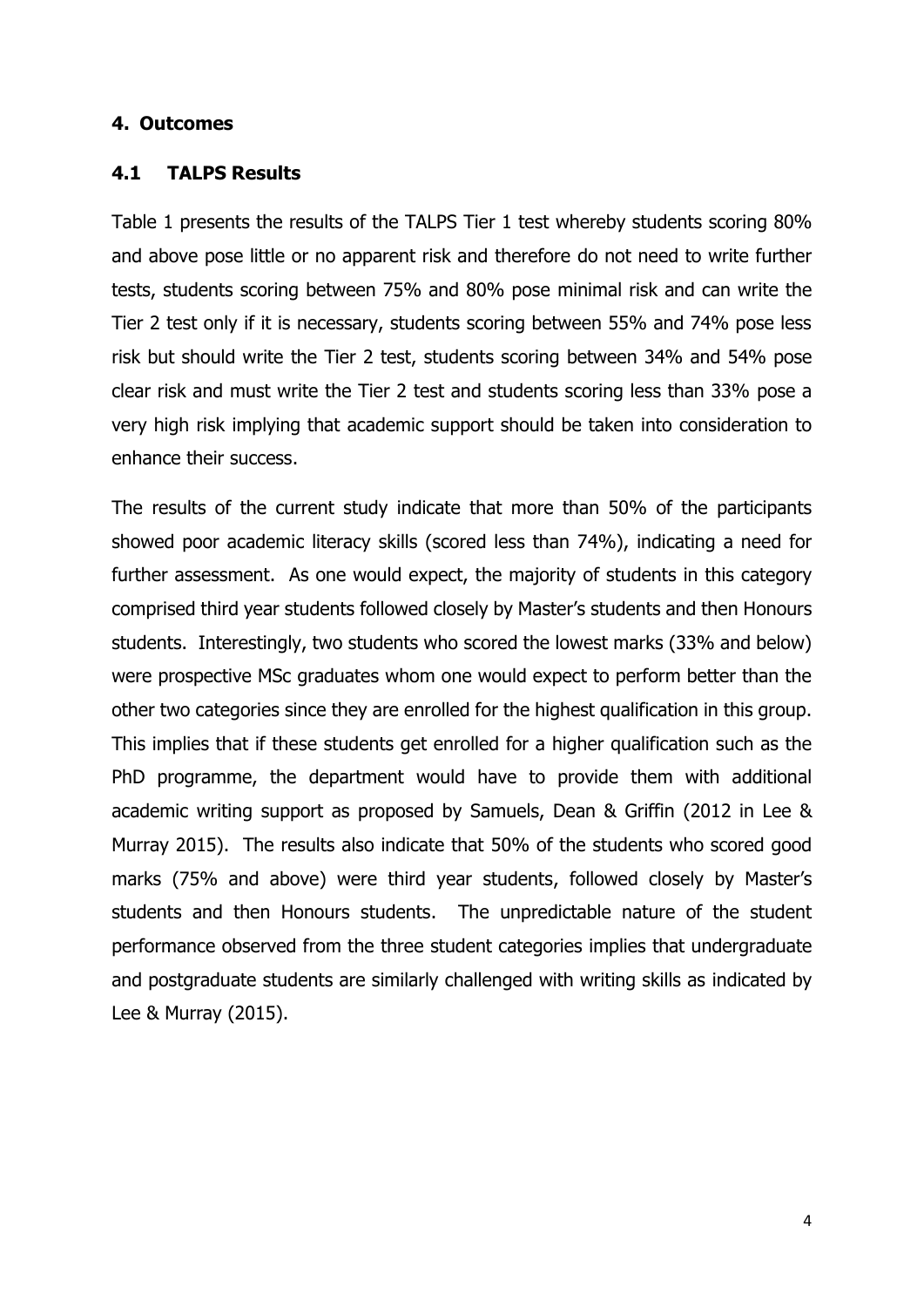## 4. Outcomes

### 4.1 TALPS Results

Table 1 presents the results of the TALPS Tier 1 test whereby students scoring 80% and above pose little or no apparent risk and therefore do not need to write further tests, students scoring between 75% and 80% pose minimal risk and can write the Tier 2 test only if it is necessary, students scoring between 55% and 74% pose less risk but should write the Tier 2 test, students scoring between 34% and 54% pose clear risk and must write the Tier 2 test and students scoring less than 33% pose a very high risk implying that academic support should be taken into consideration to enhance their success.

The results of the current study indicate that more than 50% of the participants showed poor academic literacy skills (scored less than 74%), indicating a need for further assessment. As one would expect, the majority of students in this category comprised third year students followed closely by Master's students and then Honours students. Interestingly, two students who scored the lowest marks (33% and below) were prospective MSc graduates whom one would expect to perform better than the other two categories since they are enrolled for the highest qualification in this group. This implies that if these students get enrolled for a higher qualification such as the PhD programme, the department would have to provide them with additional academic writing support as proposed by Samuels, Dean & Griffin (2012 in Lee & Murray 2015). The results also indicate that 50% of the students who scored good marks (75% and above) were third year students, followed closely by Master's students and then Honours students. The unpredictable nature of the student performance observed from the three student categories implies that undergraduate and postgraduate students are similarly challenged with writing skills as indicated by Lee & Murray (2015).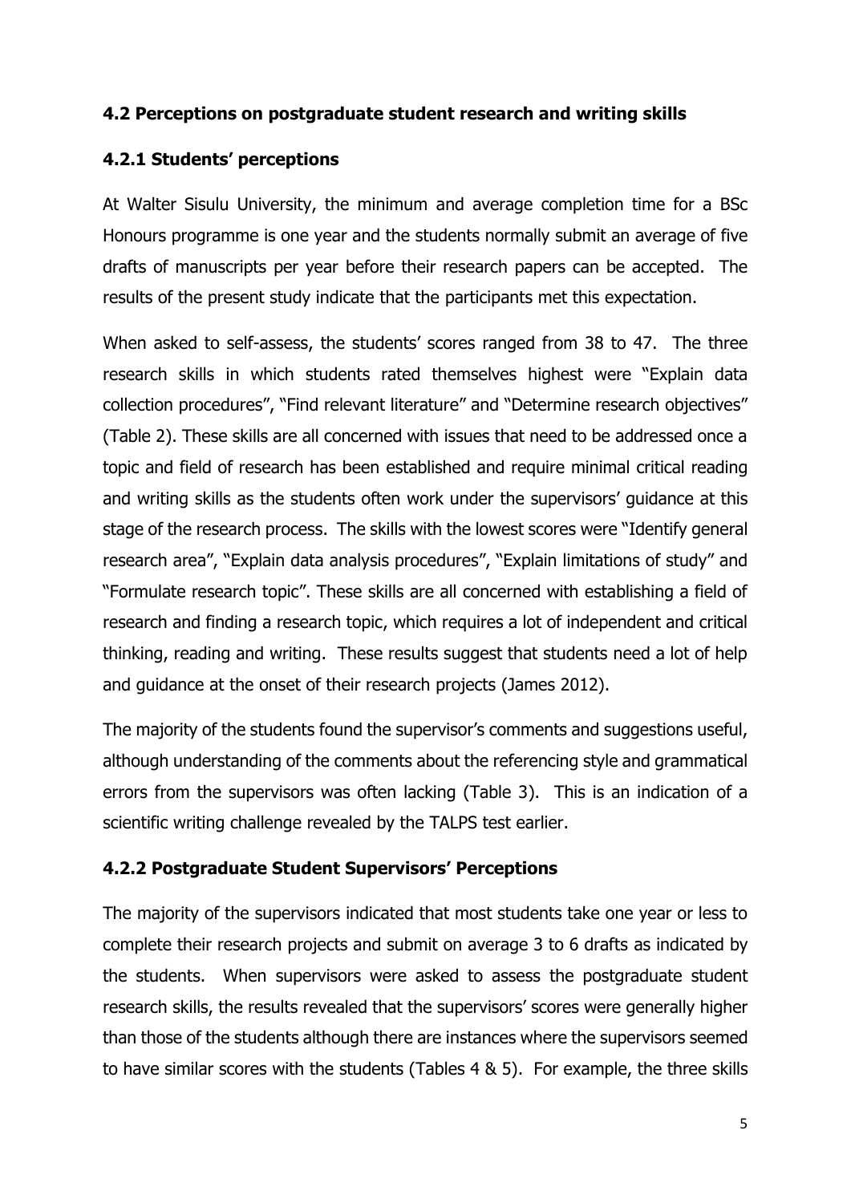### 4.2 Perceptions on postgraduate student research and writing skills

#### 4.2.1 Students' perceptions

At Walter Sisulu University, the minimum and average completion time for a BSc Honours programme is one year and the students normally submit an average of five drafts of manuscripts per year before their research papers can be accepted. The results of the present study indicate that the participants met this expectation.

When asked to self-assess, the students' scores ranged from 38 to 47. The three research skills in which students rated themselves highest were "Explain data collection procedures", "Find relevant literature" and "Determine research objectives" (Table 2). These skills are all concerned with issues that need to be addressed once a topic and field of research has been established and require minimal critical reading and writing skills as the students often work under the supervisors' guidance at this stage of the research process. The skills with the lowest scores were "Identify general research area", "Explain data analysis procedures", "Explain limitations of study" and "Formulate research topic". These skills are all concerned with establishing a field of research and finding a research topic, which requires a lot of independent and critical thinking, reading and writing. These results suggest that students need a lot of help and guidance at the onset of their research projects (James 2012).

The majority of the students found the supervisor's comments and suggestions useful, although understanding of the comments about the referencing style and grammatical errors from the supervisors was often lacking (Table 3). This is an indication of a scientific writing challenge revealed by the TALPS test earlier.

#### 4.2.2 Postgraduate Student Supervisors' Perceptions

The majority of the supervisors indicated that most students take one year or less to complete their research projects and submit on average 3 to 6 drafts as indicated by the students. When supervisors were asked to assess the postgraduate student research skills, the results revealed that the supervisors' scores were generally higher than those of the students although there are instances where the supervisors seemed to have similar scores with the students (Tables 4 & 5). For example, the three skills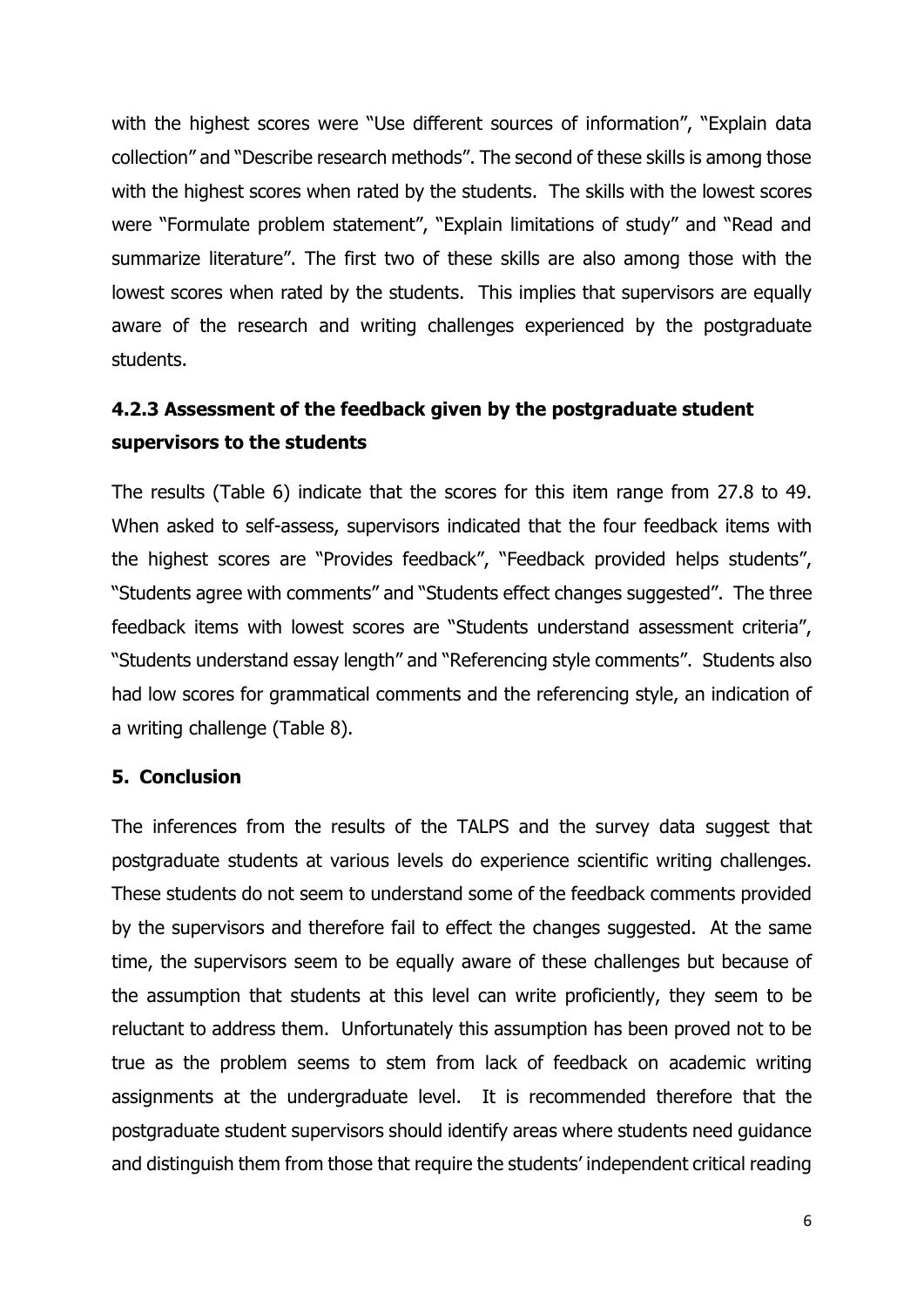with the highest scores were "Use different sources of information", "Explain data collection" and "Describe research methods". The second of these skills is among those with the highest scores when rated by the students. The skills with the lowest scores were "Formulate problem statement", "Explain limitations of study" and "Read and summarize literature". The first two of these skills are also among those with the lowest scores when rated by the students. This implies that supervisors are equally aware of the research and writing challenges experienced by the postgraduate students.

### 4.2.3 Assessment of the feedback given by the postgraduate student supervisors to the students

The results (Table 6) indicate that the scores for this item range from 27.8 to 49. When asked to self-assess, supervisors indicated that the four feedback items with the highest scores are "Provides feedback", "Feedback provided helps students", "Students agree with comments" and "Students effect changes suggested". The three feedback items with lowest scores are "Students understand assessment criteria", "Students understand essay length" and "Referencing style comments". Students also had low scores for grammatical comments and the referencing style, an indication of a writing challenge (Table 8).

## 5. Conclusion

The inferences from the results of the TALPS and the survey data suggest that postgraduate students at various levels do experience scientific writing challenges. These students do not seem to understand some of the feedback comments provided by the supervisors and therefore fail to effect the changes suggested. At the same time, the supervisors seem to be equally aware of these challenges but because of the assumption that students at this level can write proficiently, they seem to be reluctant to address them. Unfortunately this assumption has been proved not to be true as the problem seems to stem from lack of feedback on academic writing assignments at the undergraduate level. It is recommended therefore that the postgraduate student supervisors should identify areas where students need guidance and distinguish them from those that require the students' independent critical reading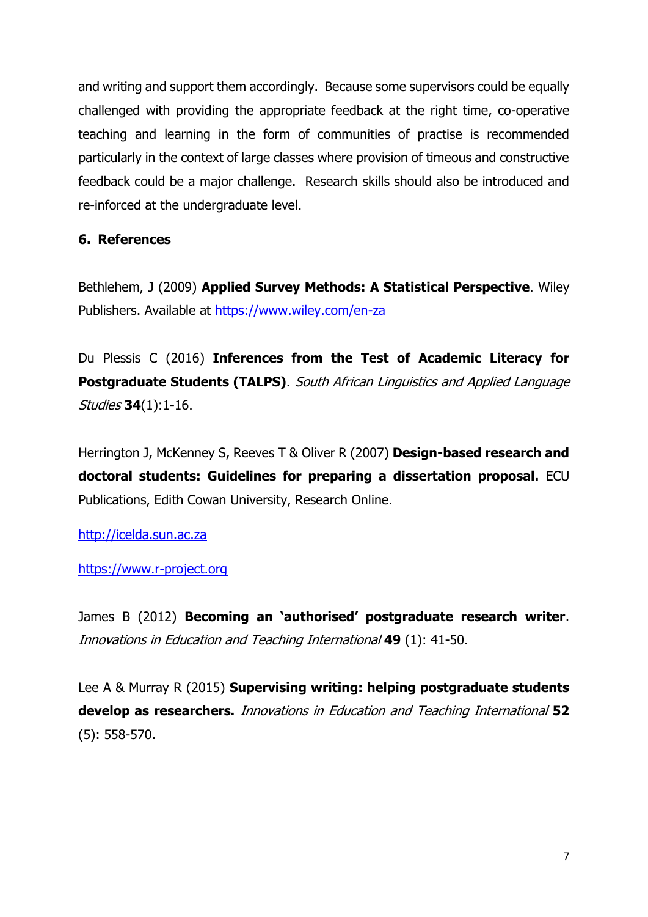and writing and support them accordingly. Because some supervisors could be equally challenged with providing the appropriate feedback at the right time, co-operative teaching and learning in the form of communities of practise is recommended particularly in the context of large classes where provision of timeous and constructive feedback could be a major challenge. Research skills should also be introduced and re-inforced at the undergraduate level.

## 6. References

Bethlehem, J (2009) **Applied Survey Methods: A Statistical Perspective**. Wiley Publishers. Available at https://www.wiley.com/en-za

Du Plessis C (2016) **Inferences from the Test of Academic Literacy for Postgraduate Students (TALPS)**. *South African Linguistics and Applied Language Studies* **34**(1):1-16.

Herrington J, McKenney S, Reeves T & Oliver R (2007) **Design-based research and doctoral students: Guidelines for preparing a dissertation proposal.** ECU Publications, Edith Cowan University, Research Online.

http://icelda.sun.ac.za

https://www.r-project.org

James B (2012) **Becoming an 'authorised' postgraduate research writer**. *Innovations in Education and Teaching International* **49** (1): 41-50.

Lee A & Murray R (2015) **Supervising writing: helping postgraduate students develop as researchers.** *Innovations in Education and Teaching International* **52** (5): 558-570.